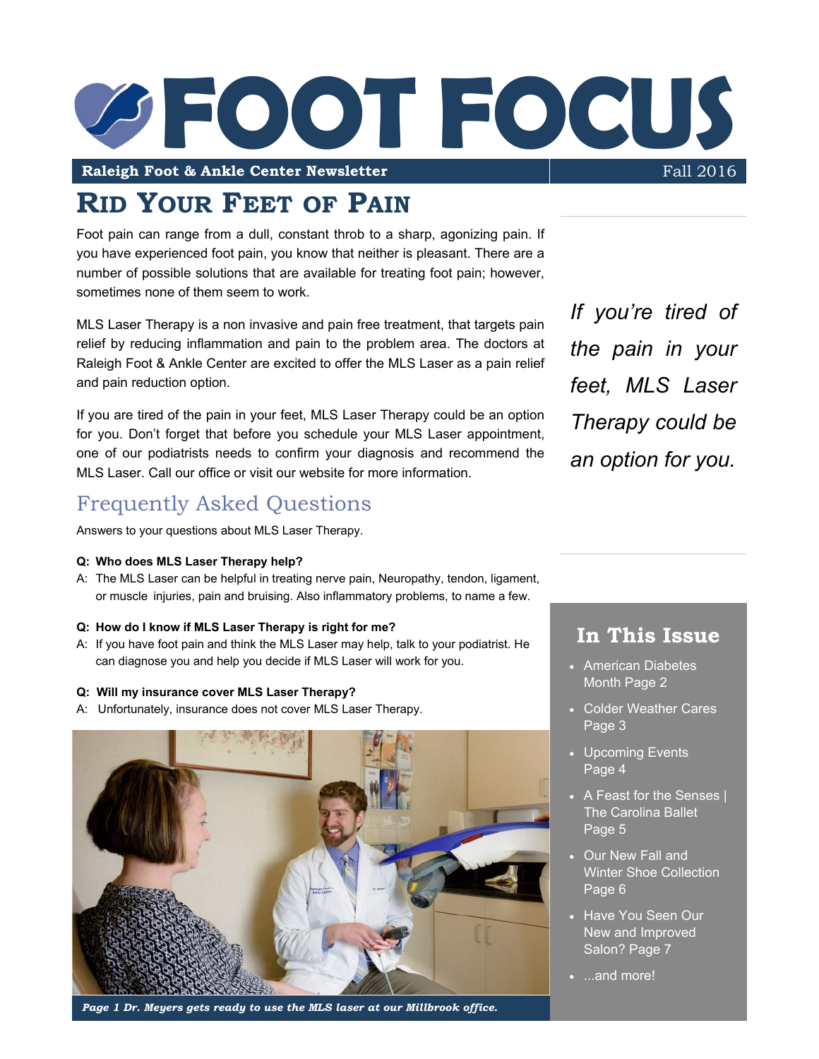# FOOT FOCUS

**Raleigh Foot & Ankle Center Newsletter** Fall 2016

## Rid Your Feet of Pain

Foot pain can range from a dull, constant throb to a sharp, agonizing pain. If you have experienced foot pain, you know that neither is pleasant. There are a number of possible solutions that are available for treating foot pain; however, sometimes none of them seem to work.

MLS Laser Therapy is a non invasive and pain free treatment, that targets pain relief by reducing inflammation and pain to the problem area. The doctors at Raleigh Foot & Ankle Center are excited to offer the MLS Laser as a pain relief and pain reduction option.

If you are tired of the pain in your feet, MLS Laser Therapy could be an option for you. Don't forget that before you schedule your MLS Laser appointment, one of our podiatrists needs to confirm your diagnosis and recommend the MLS Laser. Call our office or visit our website for more information.

*If you're tired of the pain in your feet, MLS Laser Therapy could be an option for you.*

### Frequently Asked Questions

Answers to your questions about MLS Laser Therapy.

**Q: Who does MLS Laser Therapy help?**

A: The MLS Laser can be helpful in treating nerve pain, Neuropathy, tendon, ligament, or muscle injuries, pain and bruising. Also inflammatory problems, to name a few.

**Q: How do I know if MLS Laser Therapy is right for me?**

A: If you have foot pain and think the MLS Laser may help, talk to your podiatrist. He can diagnose you and help you decide if MLS Laser will work for you.

**Q: Will my insurance cover MLS Laser Therapy?**

A: Unfortunately, insurance does not cover MLS Laser Therapy.

***Page 1 Dr. Meyers gets ready to use the MLS laser at our Millbrook office.***

### In This Issue

- American Diabetes Month Page 2
- Colder Weather Cares Page 3
- Upcoming Events Page 4
- A Feast for the Senses | The Carolina Ballet Page 5
- Our New Fall and Winter Shoe Collection Page 6
- Have You Seen Our New and Improved Salon? Page 7
- ...and more!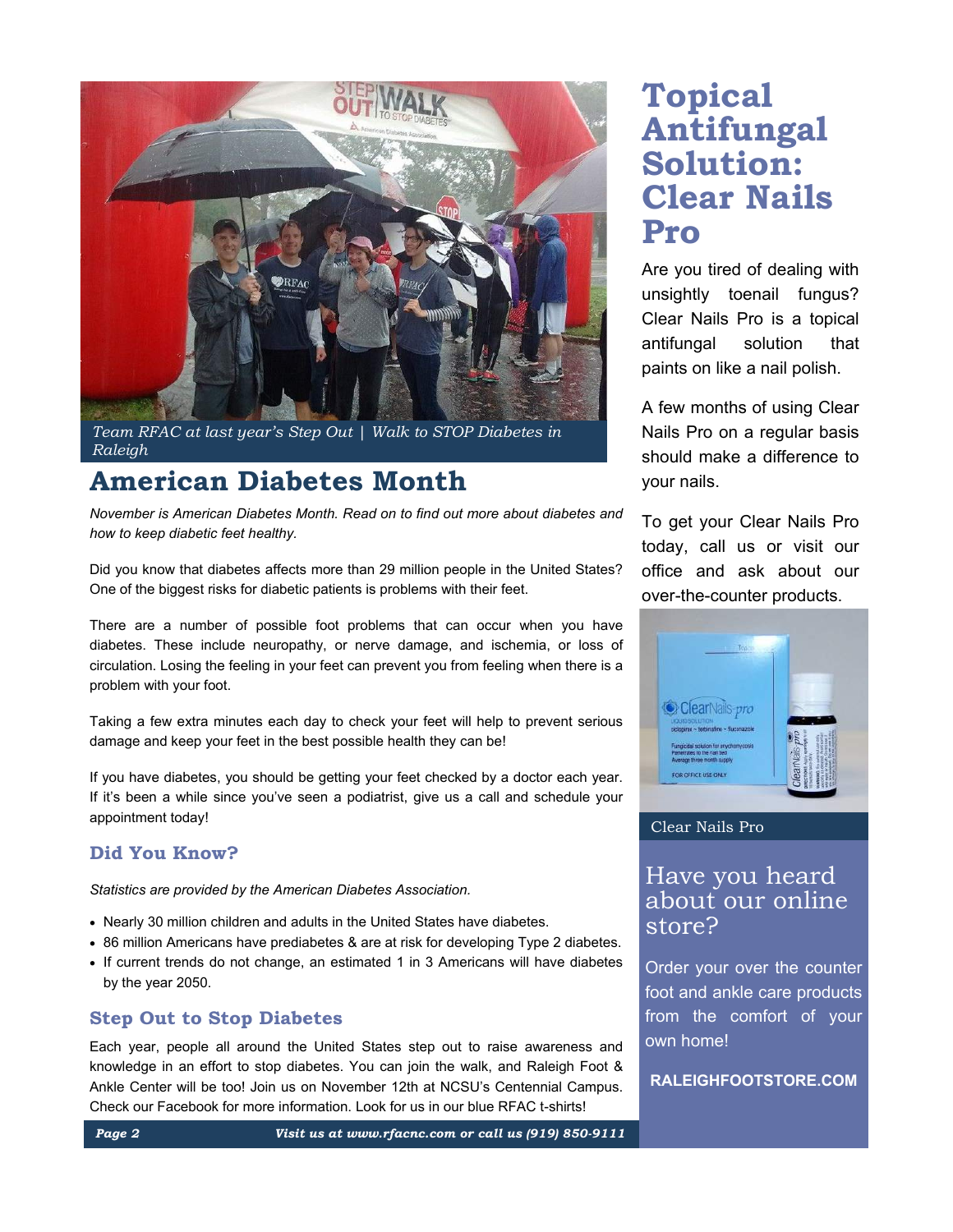Team RFAC at last year's Step Out | Walk to STOP Diabetes in Raleigh

## American Diabetes Month

*November is American Diabetes Month. Read on to find out more about diabetes and how to keep diabetic feet healthy.*

Did you know that diabetes affects more than 29 million people in the United States? One of the biggest risks for diabetic patients is problems with their feet.

There are a number of possible foot problems that can occur when you have diabetes. These include neuropathy, or nerve damage, and ischemia, or loss of circulation. Losing the feeling in your feet can prevent you from feeling when there is a problem with your foot.

Taking a few extra minutes each day to check your feet will help to prevent serious damage and keep your feet in the best possible health they can be!

If you have diabetes, you should be getting your feet checked by a doctor each year. If it's been a while since you've seen a podiatrist, give us a call and schedule your appointment today!

### Did You Know?

*Statistics are provided by the American Diabetes Association.*

- Nearly 30 million children and adults in the United States have diabetes.
- 86 million Americans have prediabetes & are at risk for developing Type 2 diabetes.
- If current trends do not change, an estimated 1 in 3 Americans will have diabetes by the year 2050.

### Step Out to Stop Diabetes

Each year, people all around the United States step out to raise awareness and knowledge in an effort to stop diabetes. You can join the walk, and Raleigh Foot & Ankle Center will be too! Join us on November 12th at NCSU's Centennial Campus. Check our Facebook for more information. Look for us in our blue RFAC t-shirts!

*Visit us at www.rfacnc.com or call us (919) 850-9111*

## Topical Antifungal Solution: Clear Nails Pro

Are you tired of dealing with unsightly toenail fungus? Clear Nails Pro is a topical antifungal solution that paints on like a nail polish.

A few months of using Clear Nails Pro on a regular basis should make a difference to your nails.

To get your Clear Nails Pro today, call us or visit our office and ask about our over-the-counter products.

Clear Nails Pro

## Have you heard about our online store?

Order your over the counter foot and ankle care products from the comfort of your own home!

**RALEIGHFOOTSTORE.COM**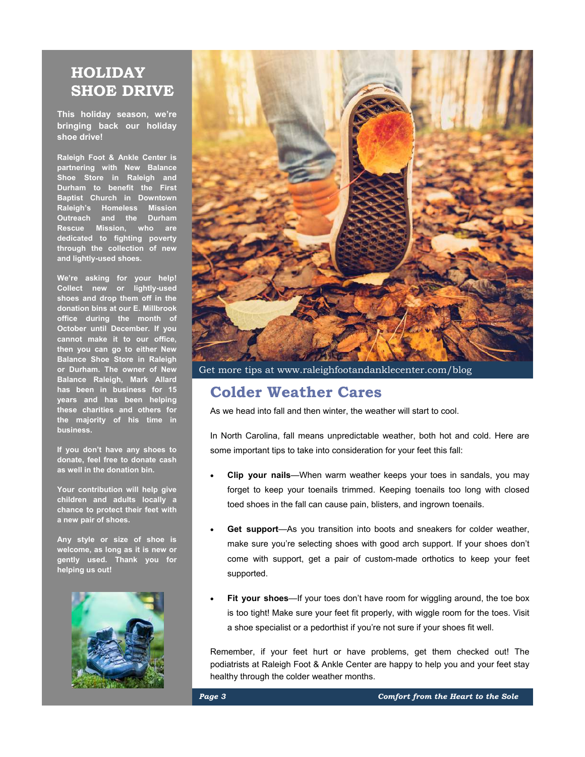# HOLIDAY SHOE DRIVE

**This holiday season, we're bringing back our holiday shoe drive!**

**Raleigh Foot & Ankle Center is partnering with New Balance Shoe Store in Raleigh and Durham to benefit the First Baptist Church in Downtown Raleigh's Homeless Mission Outreach and the Durham Rescue Mission, who are dedicated to fighting poverty through the collection of new and lightly-used shoes.**

**We're asking for your help! Collect new or lightly-used shoes and drop them off in the donation bins at our E. Millbrook office during the month of October until December. If you cannot make it to our office, then you can go to either New Balance Shoe Store in Raleigh or Durham. The owner of New Balance Raleigh, Mark Allard has been in business for 15 years and has been helping these charities and others for the majority of his time in business.**

**If you don't have any shoes to donate, feel free to donate cash as well in the donation bin.**

**Your contribution will help give children and adults locally a chance to protect their feet with a new pair of shoes.**

**Any style or size of shoe is welcome, as long as it is new or gently used. Thank you for helping us out!**

Get more tips at www.raleighfootandanklecenter.com/blog

## Colder Weather Cares

As we head into fall and then winter, the weather will start to cool.

In North Carolina, fall means unpredictable weather, both hot and cold. Here are some important tips to take into consideration for your feet this fall:

- **Clip your nails**—When warm weather keeps your toes in sandals, you may forget to keep your toenails trimmed. Keeping toenails too long with closed toed shoes in the fall can cause pain, blisters, and ingrown toenails.
- **Get support**—As you transition into boots and sneakers for colder weather, make sure you're selecting shoes with good arch support. If your shoes don't come with support, get a pair of custom-made orthotics to keep your feet supported.
- **Fit your shoes**—If your toes don't have room for wiggling around, the toe box is too tight! Make sure your feet fit properly, with wiggle room for the toes. Visit a shoe specialist or a pedorthist if you're not sure if your shoes fit well.

Remember, if your feet hurt or have problems, get them checked out! The podiatrists at Raleigh Foot & Ankle Center are happy to help you and your feet stay healthy through the colder weather months.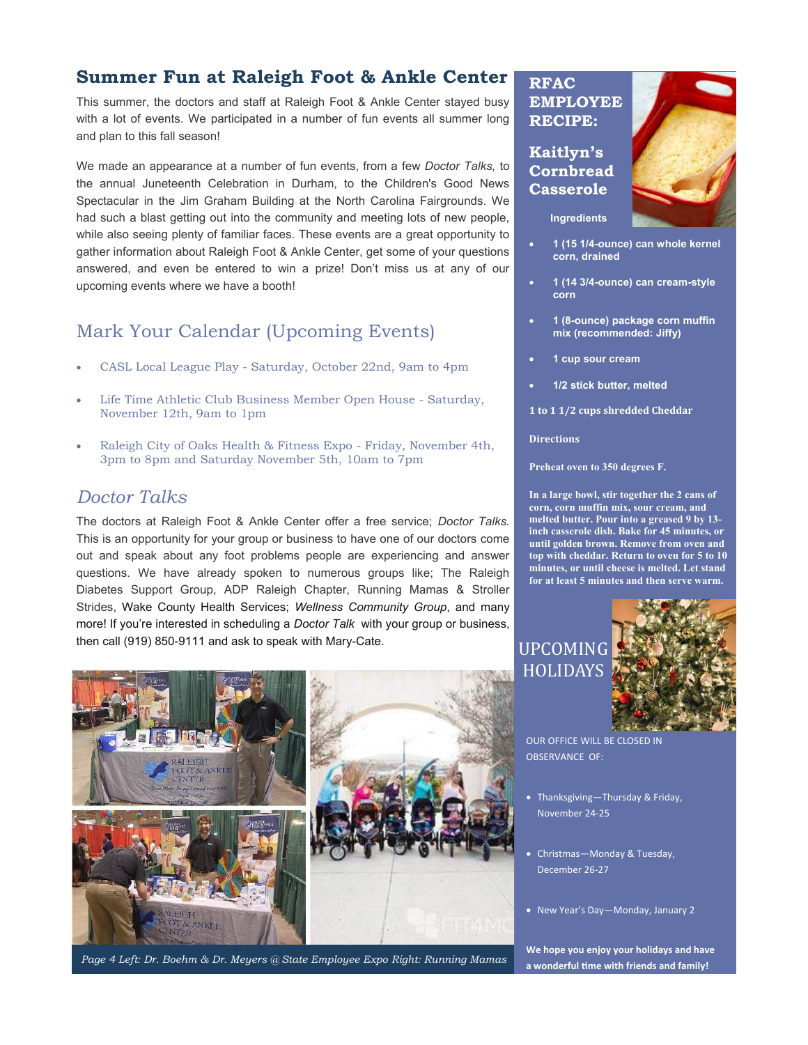## Summer Fun at Raleigh Foot & Ankle Center

This summer, the doctors and staff at Raleigh Foot & Ankle Center stayed busy with a lot of events. We participated in a number of fun events all summer long and plan to this fall season!

We made an appearance at a number of fun events, from a few *Doctor Talks,* to the annual Juneteenth Celebration in Durham, to the Children's Good News Spectacular in the Jim Graham Building at the North Carolina Fairgrounds. We had such a blast getting out into the community and meeting lots of new people, while also seeing plenty of familiar faces. These events are a great opportunity to gather information about Raleigh Foot & Ankle Center, get some of your questions answered, and even be entered to win a prize! Don't miss us at any of our upcoming events where we have a booth!

## Mark Your Calendar (Upcoming Events)

- CASL Local League Play - Saturday, October 22nd, 9am to 4pm
- Life Time Athletic Club Business Member Open House - Saturday, November 12th, 9am to 1pm
- Raleigh City of Oaks Health & Fitness Expo - Friday, November 4th, 3pm to 8pm and Saturday November 5th, 10am to 7pm

## *Doctor Talks*

The doctors at Raleigh Foot & Ankle Center offer a free service; *Doctor Talks.* This is an opportunity for your group or business to have one of our doctors come out and speak about any foot problems people are experiencing and answer questions. We have already spoken to numerous groups like; The Raleigh Diabetes Support Group, ADP Raleigh Chapter, Running Mamas & Stroller Strides, Wake County Health Services; *Wellness Community Group*, and many more! If you're interested in scheduling a *Doctor Talk* with your group or business, then call (919) 850-9111 and ask to speak with Mary-Cate.

*Page 4 Left: Dr. Boehm & Dr. Meyers @ State Employee Expo Right: Running Mamas*

## RFAC EMPLOYEE RECIPE:

### Kaitlyn's Cornbread Casserole

**Ingredients**

- **1 (15 1/4-ounce) can whole kernel corn, drained**
- **1 (14 3/4-ounce) can cream-style corn**
- **1 (8-ounce) package corn muffin mix (recommended: Jiffy)**
- **1 cup sour cream**
- **1/2 stick butter, melted**

**1 to 1 1/2 cups shredded Cheddar**

**Directions**

**Preheat oven to 350 degrees F.**

**In a large bowl, stir together the 2 cans of corn, corn muffin mix, sour cream, and melted butter. Pour into a greased 9 by 13-inch casserole dish. Bake for 45 minutes, or until golden brown. Remove from oven and top with cheddar. Return to oven for 5 to 10 minutes, or until cheese is melted. Let stand for at least 5 minutes and then serve warm.**

## UPCOMING HOLIDAYS

OUR OFFICE WILL BE CLOSED IN OBSERVANCE OF:

- Thanksgiving—Thursday & Friday, November 24-25
- Christmas—Monday & Tuesday, December 26-27
- New Year's Day—Monday, January 2

**We hope you enjoy your holidays and have a wonderful time with friends and family!**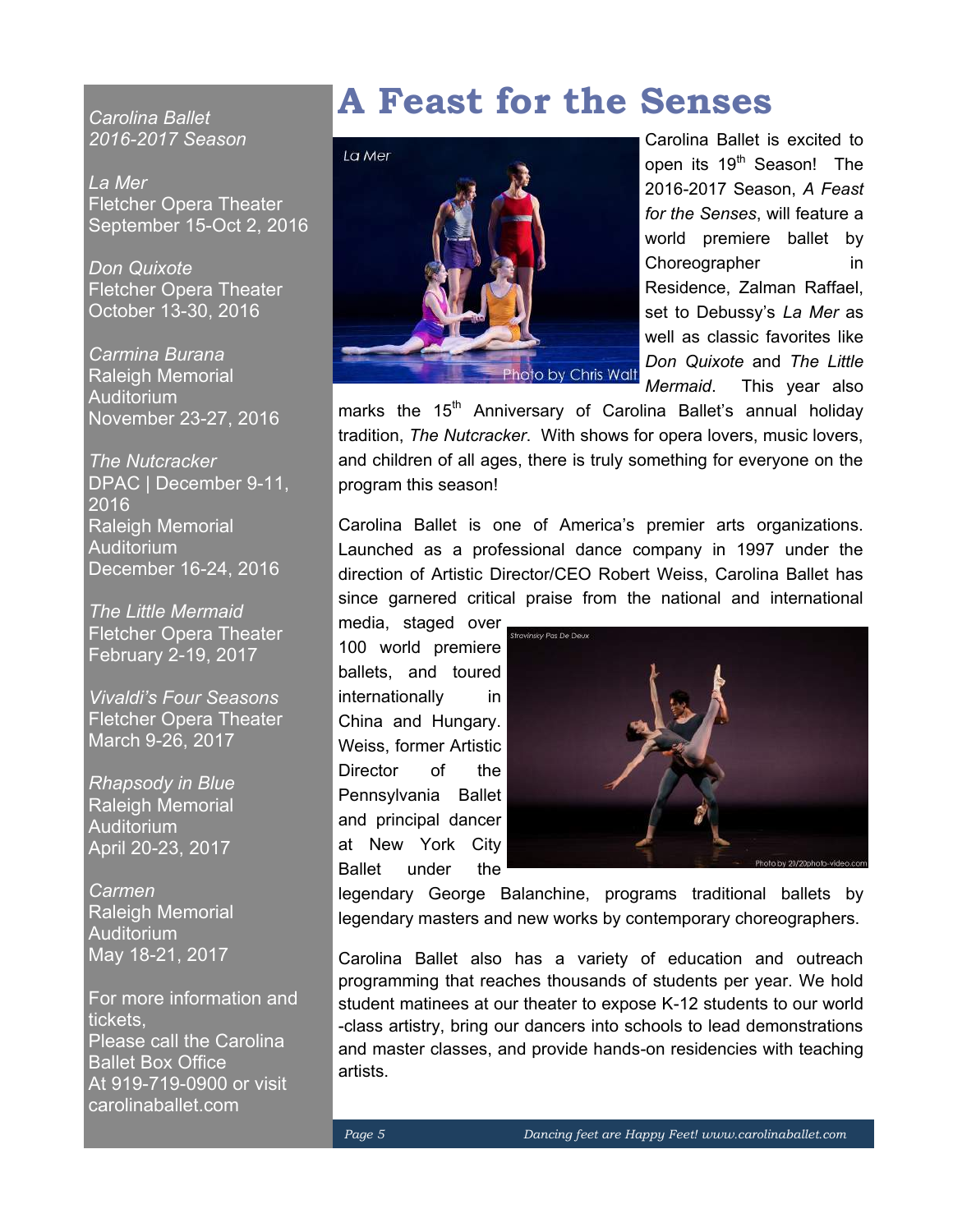# A Feast for the Senses

*Carolina Ballet 2016-2017 Season*

*La Mer*
Fletcher Opera Theater
September 15-Oct 2, 2016

*Don Quixote*
Fletcher Opera Theater
October 13-30, 2016

*Carmina Burana*
Raleigh Memorial Auditorium
November 23-27, 2016

*The Nutcracker*
DPAC | December 9-11, 2016
Raleigh Memorial Auditorium
December 16-24, 2016

*The Little Mermaid*
Fletcher Opera Theater
February 2-19, 2017

*Vivaldi's Four Seasons*
Fletcher Opera Theater
March 9-26, 2017

*Rhapsody in Blue*
Raleigh Memorial Auditorium
April 20-23, 2017

*Carmen*
Raleigh Memorial Auditorium
May 18-21, 2017

For more information and tickets,
Please call the Carolina Ballet Box Office
At 919-719-0900 or visit carolinaballet.com

*La Mer*

Photo by Chris Walt

Carolina Ballet is excited to open its 19th Season! The 2016-2017 Season, *A Feast for the Senses*, will feature a world premiere ballet by Choreographer in Residence, Zalman Raffael, set to Debussy's *La Mer* as well as classic favorites like *Don Quixote* and *The Little Mermaid*. This year also marks the 15th Anniversary of Carolina Ballet's annual holiday tradition, *The Nutcracker*. With shows for opera lovers, music lovers, and children of all ages, there is truly something for everyone on the program this season!

Carolina Ballet is one of America's premier arts organizations. Launched as a professional dance company in 1997 under the direction of Artistic Director/CEO Robert Weiss, Carolina Ballet has since garnered critical praise from the national and international media, staged over 100 world premiere ballets, and toured internationally in China and Hungary. Weiss, former Artistic Director of the Pennsylvania Ballet and principal dancer at New York City Ballet under the legendary George Balanchine, programs traditional ballets by legendary masters and new works by contemporary choreographers.

*Stravinsky Pas De Deux*

Photo by 20/20photo-video.com

Carolina Ballet also has a variety of education and outreach programming that reaches thousands of students per year. We hold student matinees at our theater to expose K-12 students to our world-class artistry, bring our dancers into schools to lead demonstrations and master classes, and provide hands-on residencies with teaching artists.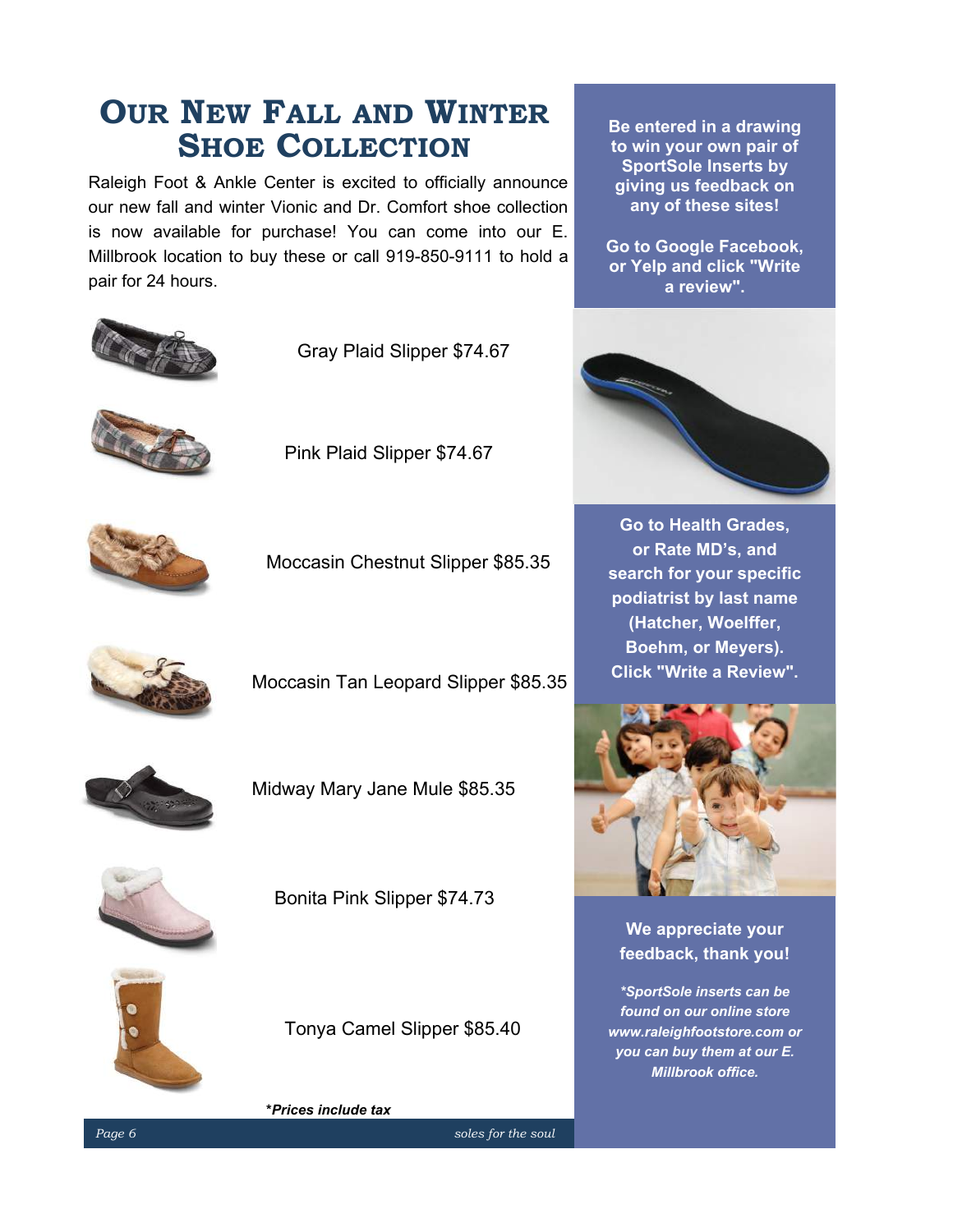# Our New Fall and Winter Shoe Collection

Raleigh Foot & Ankle Center is excited to officially announce our new fall and winter Vionic and Dr. Comfort shoe collection is now available for purchase! You can come into our E. Millbrook location to buy these or call 919-850-9111 to hold a pair for 24 hours.

Gray Plaid Slipper $74.67

Pink Plaid Slipper $74.67

Moccasin Chestnut Slipper $85.35

Moccasin Tan Leopard Slipper $85.35

Midway Mary Jane Mule $85.35

Bonita Pink Slipper $74.73

Tonya Camel Slipper $85.40

***Prices include tax**

**Be entered in a drawing to win your own pair of SportSole Inserts by giving us feedback on any of these sites!**

**Go to Google Facebook, or Yelp and click "Write a review".**

**Go to Health Grades, or Rate MD's, and search for your specific podiatrist by last name (Hatcher, Woelffer, Boehm, or Meyers). Click "Write a Review".**

**We appreciate your feedback, thank you!**

***\*SportSole inserts can be found on our online store www.raleighfootstore.com or you can buy them at our E. Millbrook office.***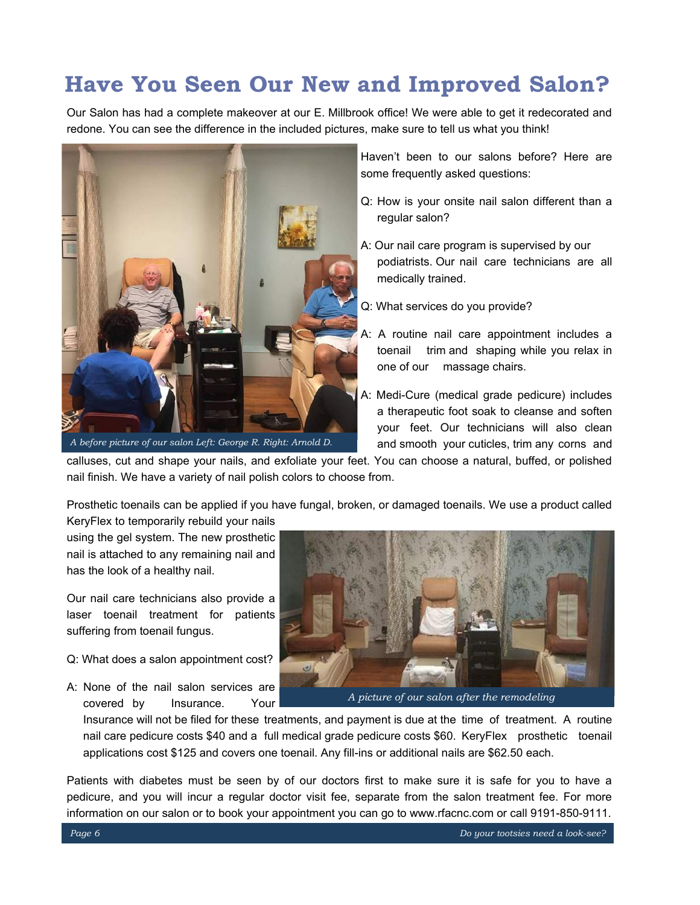# Have You Seen Our New and Improved Salon?

Our Salon has had a complete makeover at our E. Millbrook office! We were able to get it redecorated and redone. You can see the difference in the included pictures, make sure to tell us what you think!

*A before picture of our salon Left: George R. Right: Arnold D.*

Haven't been to our salons before? Here are some frequently asked questions:

Q: How is your onsite nail salon different than a regular salon?

A: Our nail care program is supervised by our podiatrists. Our nail care technicians are all medically trained.

Q: What services do you provide?

A: A routine nail care appointment includes a toenail trim and shaping while you relax in one of our massage chairs.

A: Medi-Cure (medical grade pedicure) includes a therapeutic foot soak to cleanse and soften your feet. Our technicians will also clean and smooth your cuticles, trim any corns and calluses, cut and shape your nails, and exfoliate your feet. You can choose a natural, buffed, or polished nail finish. We have a variety of nail polish colors to choose from.

Prosthetic toenails can be applied if you have fungal, broken, or damaged toenails. We use a product called KeryFlex to temporarily rebuild your nails using the gel system. The new prosthetic nail is attached to any remaining nail and has the look of a healthy nail.

Our nail care technicians also provide a laser toenail treatment for patients suffering from toenail fungus.

*A picture of our salon after the remodeling*

Q: What does a salon appointment cost?

A: None of the nail salon services are covered by Insurance. Your Insurance will not be filed for these treatments, and payment is due at the time of treatment. A routine nail care pedicure costs $40 and a full medical grade pedicure costs $60. KeryFlex prosthetic toenail applications cost $125 and covers one toenail. Any fill-ins or additional nails are $62.50 each.

Patients with diabetes must be seen by of our doctors first to make sure it is safe for you to have a pedicure, and you will incur a regular doctor visit fee, separate from the salon treatment fee. For more information on our salon or to book your appointment you can go to www.rfacnc.com or call 9191-850-9111.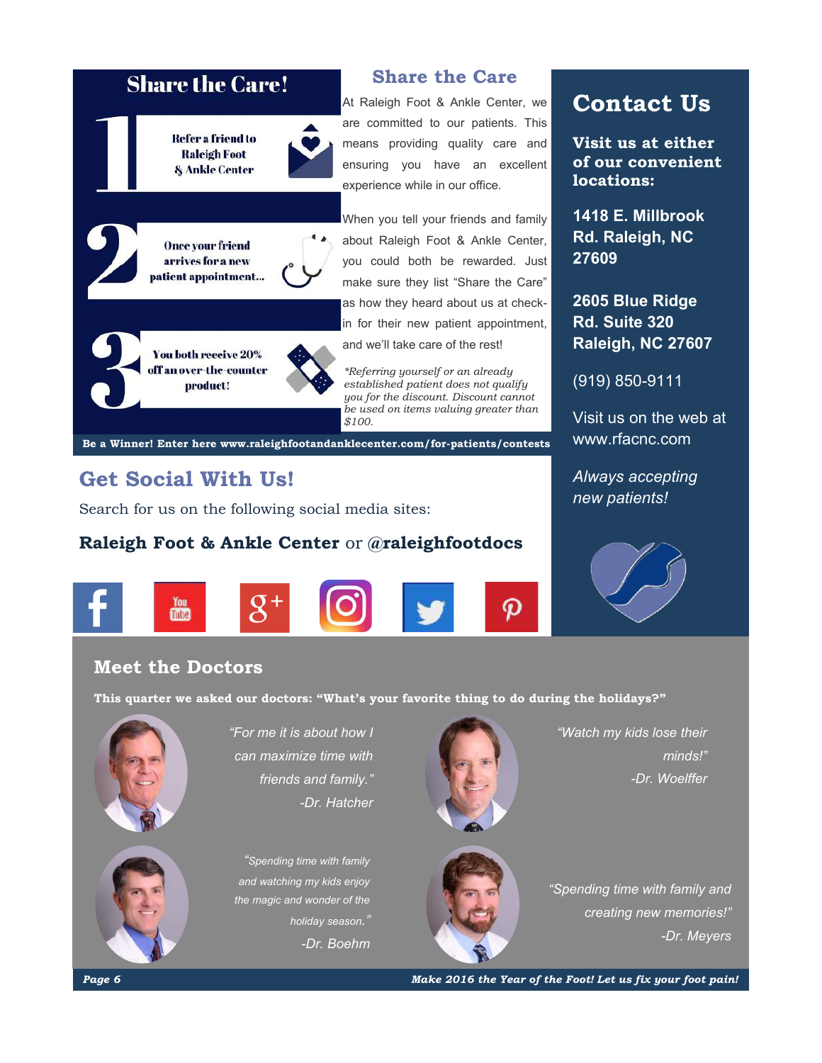## Share the Care!

**1** Refer a friend to Raleigh Foot & Ankle Center

**2** Once your friend arrives for a new patient appointment...

**3** You both receive 20% off an over-the-counter product!

## Share the Care

At Raleigh Foot & Ankle Center, we are committed to our patients. This means providing quality care and ensuring you have an excellent experience while in our office.

When you tell your friends and family about Raleigh Foot & Ankle Center, you could both be rewarded. Just make sure they list "Share the Care" as how they heard about us at check-in for their new patient appointment, and we'll take care of the rest!

*\*Referring yourself or an already established patient does not qualify you for the discount. Discount cannot be used on items valuing greater than $100.*

**Be a Winner! Enter here www.raleighfootandanklecenter.com/for-patients/contests**

## Get Social With Us!

Search for us on the following social media sites:

**Raleigh Foot & Ankle Center** or **@raleighfootdocs**

## Contact Us

**Visit us at either of our convenient locations:**

**1418 E. Millbrook Rd. Raleigh, NC 27609**

**2605 Blue Ridge Rd. Suite 320 Raleigh, NC 27607**

(919) 850-9111

Visit us on the web at www.rfacnc.com

*Always accepting new patients!*

## Meet the Doctors

**This quarter we asked our doctors: "What's your favorite thing to do during the holidays?"**

*"For me it is about how I can maximize time with friends and family."*
*-Dr. Hatcher*

*"Watch my kids lose their minds!"*
*-Dr. Woelffer*

*"Spending time with family and watching my kids enjoy the magic and wonder of the holiday season."*
*-Dr. Boehm*

*"Spending time with family and creating new memories!"*
*-Dr. Meyers*

***Make 2016 the Year of the Foot! Let us fix your foot pain!***